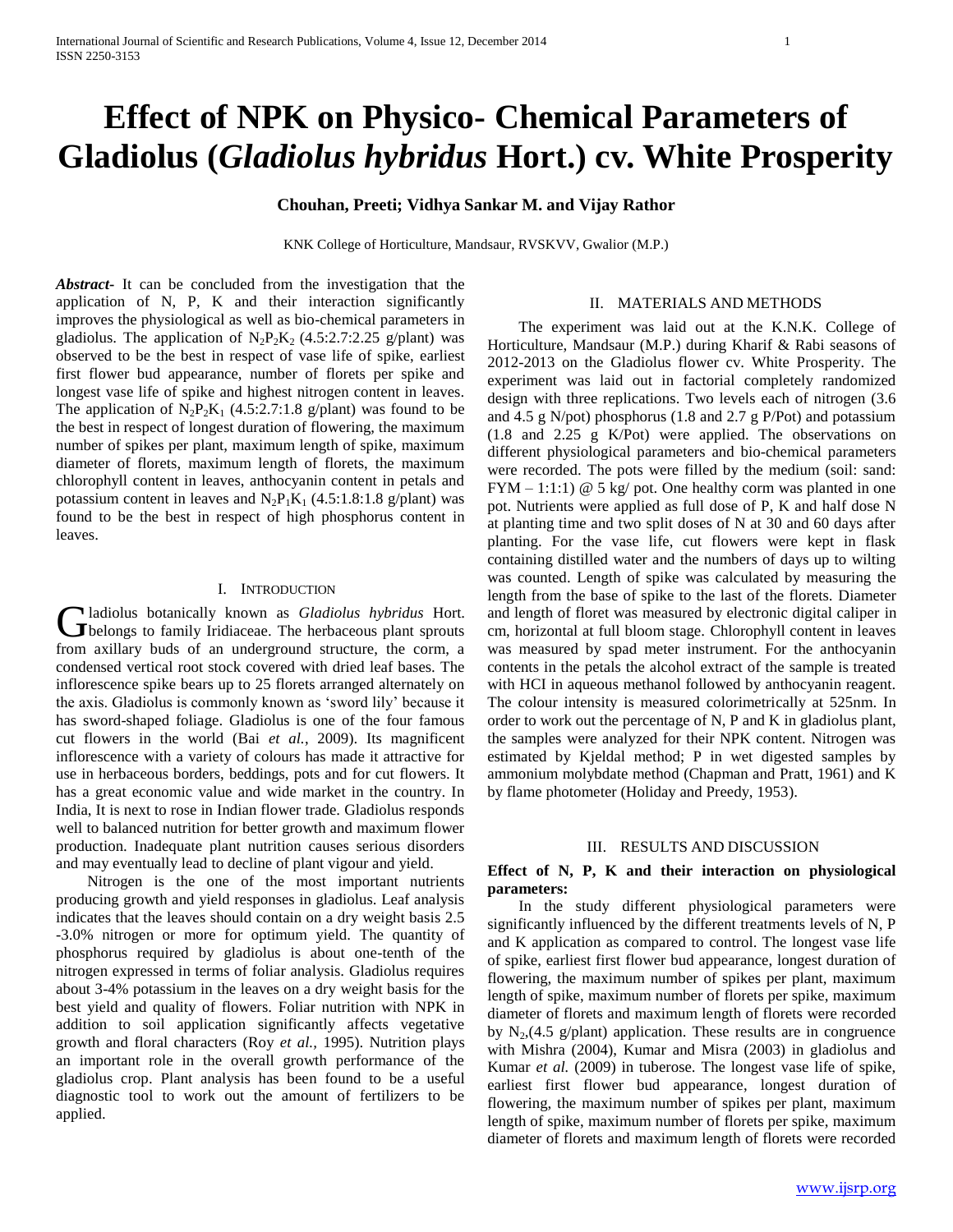# Effect of NPK on Physico- Chemical Parameters of Gladiolus (*Gladiolus hybridus* Hort.) cv. White Prosperity

**Chouhan, Preeti; Vidhya Sankar M. and Vijay Rathor**

KNK College of Horticulture, Mandsaur, RVSKVV, Gwalior (M.P.)

***Abstract-*** It can be concluded from the investigation that the application of N, P, K and their interaction significantly improves the physiological as well as bio-chemical parameters in gladiolus. The application of $N_2P_2K_2$ (4.5:2.7:2.25 g/plant) was observed to be the best in respect of vase life of spike, earliest first flower bud appearance, number of florets per spike and longest vase life of spike and highest nitrogen content in leaves. The application of $N_2P_2K_1$ (4.5:2.7:1.8 g/plant) was found to be the best in respect of longest duration of flowering, the maximum number of spikes per plant, maximum length of spike, maximum diameter of florets, maximum length of florets, the maximum chlorophyll content in leaves, anthocyanin content in petals and potassium content in leaves and $N_2P_1K_1$ (4.5:1.8:1.8 g/plant) was found to be the best in respect of high phosphorus content in leaves.

## I. Introduction

Gladiolus botanically known as *Gladiolus hybridus* Hort. belongs to family Iridiaceae. The herbaceous plant sprouts from axillary buds of an underground structure, the corm, a condensed vertical root stock covered with dried leaf bases. The inflorescence spike bears up to 25 florets arranged alternately on the axis. Gladiolus is commonly known as 'sword lily' because it has sword-shaped foliage. Gladiolus is one of the four famous cut flowers in the world (Bai *et al.*, 2009). Its magnificent inflorescence with a variety of colours has made it attractive for use in herbaceous borders, beddings, pots and for cut flowers. It has a great economic value and wide market in the country. In India, It is next to rose in Indian flower trade. Gladiolus responds well to balanced nutrition for better growth and maximum flower production. Inadequate plant nutrition causes serious disorders and may eventually lead to decline of plant vigour and yield.

Nitrogen is the one of the most important nutrients producing growth and yield responses in gladiolus. Leaf analysis indicates that the leaves should contain on a dry weight basis 2.5 -3.0% nitrogen or more for optimum yield. The quantity of phosphorus required by gladiolus is about one-tenth of the nitrogen expressed in terms of foliar analysis. Gladiolus requires about 3-4% potassium in the leaves on a dry weight basis for the best yield and quality of flowers. Foliar nutrition with NPK in addition to soil application significantly affects vegetative growth and floral characters (Roy *et al.*, 1995). Nutrition plays an important role in the overall growth performance of the gladiolus crop. Plant analysis has been found to be a useful diagnostic tool to work out the amount of fertilizers to be applied.

## II. Materials and Methods

The experiment was laid out at the K.N.K. College of Horticulture, Mandsaur (M.P.) during Kharif & Rabi seasons of 2012-2013 on the Gladiolus flower cv. White Prosperity. The experiment was laid out in factorial completely randomized design with three replications. Two levels each of nitrogen (3.6 and 4.5 g N/pot) phosphorus (1.8 and 2.7 g P/Pot) and potassium (1.8 and 2.25 g K/Pot) were applied. The observations on different physiological parameters and bio-chemical parameters were recorded. The pots were filled by the medium (soil: sand: FYM – 1:1:1) @ 5 kg/ pot. One healthy corm was planted in one pot. Nutrients were applied as full dose of P, K and half dose N at planting time and two split doses of N at 30 and 60 days after planting. For the vase life, cut flowers were kept in flask containing distilled water and the numbers of days up to wilting was counted. Length of spike was calculated by measuring the length from the base of spike to the last of the florets. Diameter and length of floret was measured by electronic digital caliper in cm, horizontal at full bloom stage. Chlorophyll content in leaves was measured by spad meter instrument. For the anthocyanin contents in the petals the alcohol extract of the sample is treated with HCI in aqueous methanol followed by anthocyanin reagent. The colour intensity is measured colorimetrically at 525nm. In order to work out the percentage of N, P and K in gladiolus plant, the samples were analyzed for their NPK content. Nitrogen was estimated by Kjeldal method; P in wet digested samples by ammonium molybdate method (Chapman and Pratt, 1961) and K by flame photometer (Holiday and Preedy, 1953).

## III. Results and Discussion

**Effect of N, P, K and their interaction on physiological parameters:**

In the study different physiological parameters were significantly influenced by the different treatments levels of N, P and K application as compared to control. The longest vase life of spike, earliest first flower bud appearance, longest duration of flowering, the maximum number of spikes per plant, maximum length of spike, maximum number of florets per spike, maximum diameter of florets and maximum length of florets were recorded by $N_2$,(4.5 g/plant) application. These results are in congruence with Mishra (2004), Kumar and Misra (2003) in gladiolus and Kumar *et al.* (2009) in tuberose. The longest vase life of spike, earliest first flower bud appearance, longest duration of flowering, the maximum number of spikes per plant, maximum length of spike, maximum number of florets per spike, maximum diameter of florets and maximum length of florets were recorded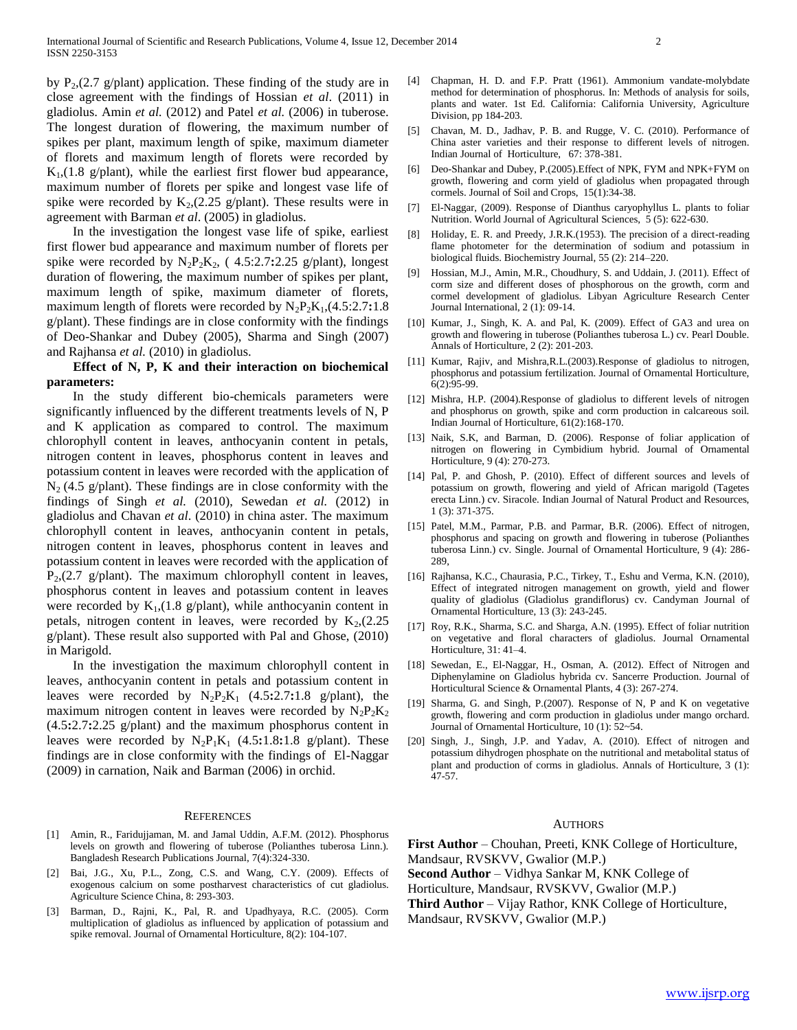by $P_2$,(2.7 g/plant) application. These finding of the study are in close agreement with the findings of Hossian *et al*. (2011) in gladiolus. Amin *et al.* (2012) and Patel *et al.* (2006) in tuberose. The longest duration of flowering, the maximum number of spikes per plant, maximum length of spike, maximum diameter of florets and maximum length of florets were recorded by $K_1$,(1.8 g/plant), while the earliest first flower bud appearance, maximum number of florets per spike and longest vase life of spike were recorded by $K_2$,(2.25 g/plant). These results were in agreement with Barman *et al*. (2005) in gladiolus.

In the investigation the longest vase life of spike, earliest first flower bud appearance and maximum number of florets per spike were recorded by $N_2P_2K_2$, ( 4.5:2.7:2.25 g/plant), longest duration of flowering, the maximum number of spikes per plant, maximum length of spike, maximum diameter of florets, maximum length of florets were recorded by $N_2P_2K_1$,(4.5:2.7:1.8 g/plant). These findings are in close conformity with the findings of Deo-Shankar and Dubey (2005), Sharma and Singh (2007) and Rajhansa *et al.* (2010) in gladiolus.

**Effect of N, P, K and their interaction on biochemical parameters:**

In the study different bio-chemicals parameters were significantly influenced by the different treatments levels of N, P and K application as compared to control. The maximum chlorophyll content in leaves, anthocyanin content in petals, nitrogen content in leaves, phosphorus content in leaves and potassium content in leaves were recorded with the application of $N_2$ (4.5 g/plant). These findings are in close conformity with the findings of Singh *et al.* (2010), Sewedan *et al.* (2012) in gladiolus and Chavan *et al*. (2010) in china aster. The maximum chlorophyll content in leaves, anthocyanin content in petals, nitrogen content in leaves, phosphorus content in leaves and potassium content in leaves were recorded with the application of $P_2$,(2.7 g/plant). The maximum chlorophyll content in leaves, phosphorus content in leaves and potassium content in leaves were recorded by $K_1$,(1.8 g/plant), while anthocyanin content in petals, nitrogen content in leaves, were recorded by $K_2$,(2.25 g/plant). These result also supported with Pal and Ghose, (2010) in Marigold.

In the investigation the maximum chlorophyll content in leaves, anthocyanin content in petals and potassium content in leaves were recorded by $N_2P_2K_1$ (4.5:2.7:1.8 g/plant), the maximum nitrogen content in leaves were recorded by $N_2P_2K_2$ (4.5:2.7:2.25 g/plant) and the maximum phosphorus content in leaves were recorded by $N_2P_1K_1$ (4.5:1.8:1.8 g/plant). These findings are in close conformity with the findings of El-Naggar (2009) in carnation, Naik and Barman (2006) in orchid.

## References

[1] Amin, R., Faridujjaman, M. and Jamal Uddin, A.F.M. (2012). Phosphorus levels on growth and flowering of tuberose (Polianthes tuberosa Linn.). Bangladesh Research Publications Journal, 7(4):324-330.

[2] Bai, J.G., Xu, P.L., Zong, C.S. and Wang, C.Y. (2009). Effects of exogenous calcium on some postharvest characteristics of cut gladiolus. Agriculture Science China, 8: 293-303.

[3] Barman, D., Rajni, K., Pal, R. and Upadhyaya, R.C. (2005). Corm multiplication of gladiolus as influenced by application of potassium and spike removal. Journal of Ornamental Horticulture, 8(2): 104-107.

[4] Chapman, H. D. and F.P. Pratt (1961). Ammonium vandate-molybdate method for determination of phosphorus. In: Methods of analysis for soils, plants and water. 1st Ed. California: California University, Agriculture Division, pp 184-203.

[5] Chavan, M. D., Jadhav, P. B. and Rugge, V. C. (2010). Performance of China aster varieties and their response to different levels of nitrogen. Indian Journal of Horticulture, 67: 378-381.

[6] Deo-Shankar and Dubey, P.(2005).Effect of NPK, FYM and NPK+FYM on growth, flowering and corm yield of gladiolus when propagated through cormels. Journal of Soil and Crops, 15(1):34-38.

[7] El-Naggar, (2009). Response of Dianthus caryophyllus L. plants to foliar Nutrition. World Journal of Agricultural Sciences, 5 (5): 622-630.

[8] Holiday, E. R. and Preedy, J.R.K.(1953). The precision of a direct-reading flame photometer for the determination of sodium and potassium in biological fluids. Biochemistry Journal, 55 (2): 214–220.

[9] Hossian, M.J., Amin, M.R., Choudhury, S. and Uddain, J. (2011). Effect of corm size and different doses of phosphorous on the growth, corm and cormel development of gladiolus. Libyan Agriculture Research Center Journal International, 2 (1): 09-14.

[10] Kumar, J., Singh, K. A. and Pal, K. (2009). Effect of GA3 and urea on growth and flowering in tuberose (Polianthes tuberosa L.) cv. Pearl Double. Annals of Horticulture, 2 (2): 201-203.

[11] Kumar, Rajiv, and Mishra,R.L.(2003).Response of gladiolus to nitrogen, phosphorus and potassium fertilization. Journal of Ornamental Horticulture, 6(2):95-99.

[12] Mishra, H.P. (2004).Response of gladiolus to different levels of nitrogen and phosphorus on growth, spike and corm production in calcareous soil. Indian Journal of Horticulture, 61(2):168-170.

[13] Naik, S.K, and Barman, D. (2006). Response of foliar application of nitrogen on flowering in Cymbidium hybrid. Journal of Ornamental Horticulture, 9 (4): 270-273.

[14] Pal, P. and Ghosh, P. (2010). Effect of different sources and levels of potassium on growth, flowering and yield of African marigold (Tagetes erecta Linn.) cv. Siracole. Indian Journal of Natural Product and Resources, 1 (3): 371-375.

[15] Patel, M.M., Parmar, P.B. and Parmar, B.R. (2006). Effect of nitrogen, phosphorus and spacing on growth and flowering in tuberose (Polianthes tuberosa Linn.) cv. Single. Journal of Ornamental Horticulture, 9 (4): 286-289,

[16] Rajhansa, K.C., Chaurasia, P.C., Tirkey, T., Eshu and Verma, K.N. (2010), Effect of integrated nitrogen management on growth, yield and flower quality of gladiolus (Gladiolus grandiflorus) cv. Candyman Journal of Ornamental Horticulture, 13 (3): 243-245.

[17] Roy, R.K., Sharma, S.C. and Sharga, A.N. (1995). Effect of foliar nutrition on vegetative and floral characters of gladiolus. Journal Ornamental Horticulture, 31: 41–4.

[18] Sewedan, E., El-Naggar, H., Osman, A. (2012). Effect of Nitrogen and Diphenylamine on Gladiolus hybrida cv. Sancerre Production. Journal of Horticultural Science & Ornamental Plants, 4 (3): 267-274.

[19] Sharma, G. and Singh, P.(2007). Response of N, P and K on vegetative growth, flowering and corm production in gladiolus under mango orchard. Journal of Ornamental Horticulture, 10 (1): 52~54.

[20] Singh, J., Singh, J.P. and Yadav, A. (2010). Effect of nitrogen and potassium dihydrogen phosphate on the nutritional and metabolital status of plant and production of corms in gladiolus. Annals of Horticulture, 3 (1): 47-57.

## Authors

**First Author** – Chouhan, Preeti, KNK College of Horticulture, Mandsaur, RVSKVV, Gwalior (M.P.)

**Second Author** – Vidhya Sankar M, KNK College of Horticulture, Mandsaur, RVSKVV, Gwalior (M.P.)

**Third Author** – Vijay Rathor, KNK College of Horticulture, Mandsaur, RVSKVV, Gwalior (M.P.)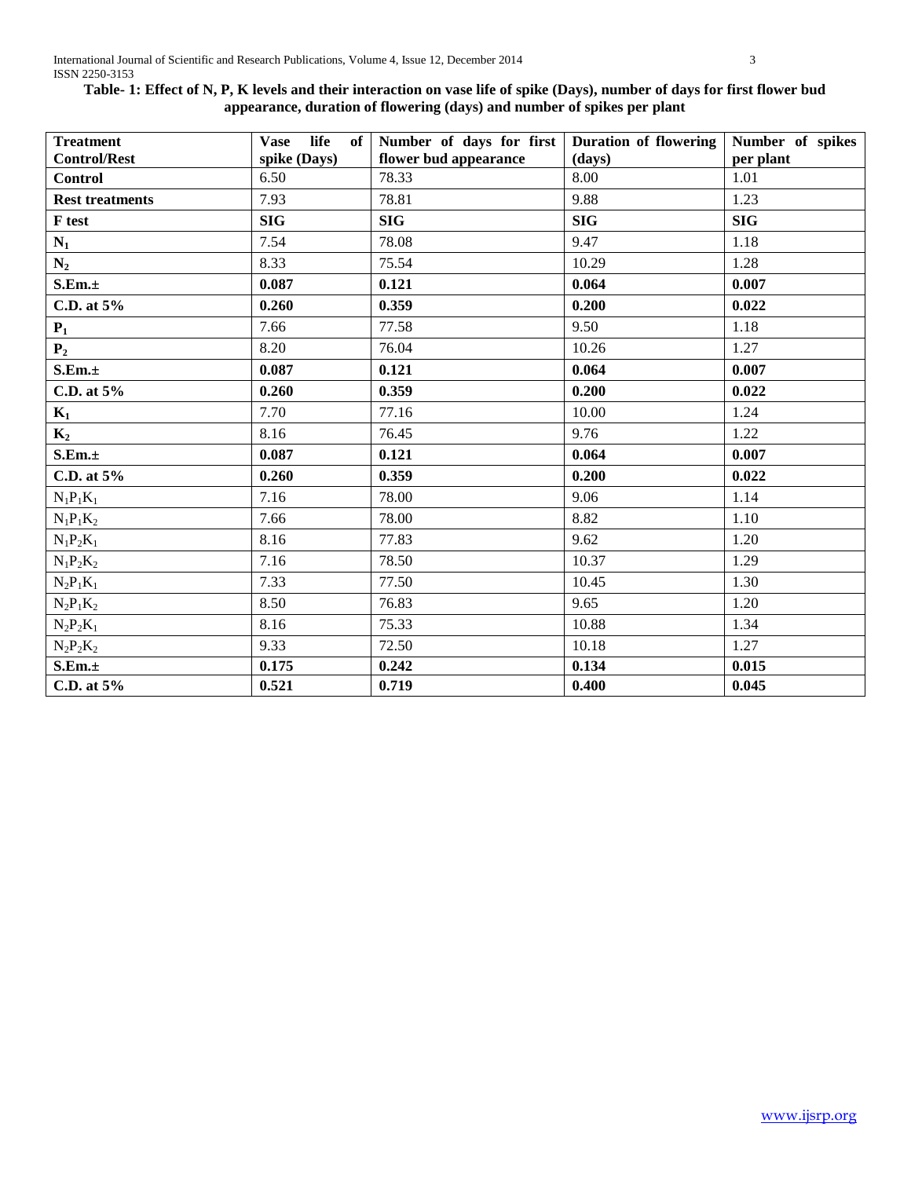**Table- 1: Effect of N, P, K levels and their interaction on vase life of spike (Days), number of days for first flower bud appearance, duration of flowering (days) and number of spikes per plant**

| Treatment Control/Rest | Vase life of spike (Days) | Number of days for first flower bud appearance | Duration of flowering (days) | Number of spikes per plant |
|---|---|---|---|---|
| **Control** | 6.50 | 78.33 | 8.00 | 1.01 |
| **Rest treatments** | 7.93 | 78.81 | 9.88 | 1.23 |
| **F test** | **SIG** | **SIG** | **SIG** | **SIG** |
| **$N_1$** | 7.54 | 78.08 | 9.47 | 1.18 |
| **$N_2$** | 8.33 | 75.54 | 10.29 | 1.28 |
| **S.Em.±** | **0.087** | **0.121** | **0.064** | **0.007** |
| **C.D. at 5%** | **0.260** | **0.359** | **0.200** | **0.022** |
| **$P_1$** | 7.66 | 77.58 | 9.50 | 1.18 |
| **$P_2$** | 8.20 | 76.04 | 10.26 | 1.27 |
| **S.Em.±** | **0.087** | **0.121** | **0.064** | **0.007** |
| **C.D. at 5%** | **0.260** | **0.359** | **0.200** | **0.022** |
| **$K_1$** | 7.70 | 77.16 | 10.00 | 1.24 |
| **$K_2$** | 8.16 | 76.45 | 9.76 | 1.22 |
| **S.Em.±** | **0.087** | **0.121** | **0.064** | **0.007** |
| **C.D. at 5%** | **0.260** | **0.359** | **0.200** | **0.022** |
| $N_1P_1K_1$ | 7.16 | 78.00 | 9.06 | 1.14 |
| $N_1P_1K_2$ | 7.66 | 78.00 | 8.82 | 1.10 |
| $N_1P_2K_1$ | 8.16 | 77.83 | 9.62 | 1.20 |
| $N_1P_2K_2$ | 7.16 | 78.50 | 10.37 | 1.29 |
| $N_2P_1K_1$ | 7.33 | 77.50 | 10.45 | 1.30 |
| $N_2P_1K_2$ | 8.50 | 76.83 | 9.65 | 1.20 |
| $N_2P_2K_1$ | 8.16 | 75.33 | 10.88 | 1.34 |
| $N_2P_2K_2$ | 9.33 | 72.50 | 10.18 | 1.27 |
| **S.Em.±** | **0.175** | **0.242** | **0.134** | **0.015** |
| **C.D. at 5%** | **0.521** | **0.719** | **0.400** | **0.045** |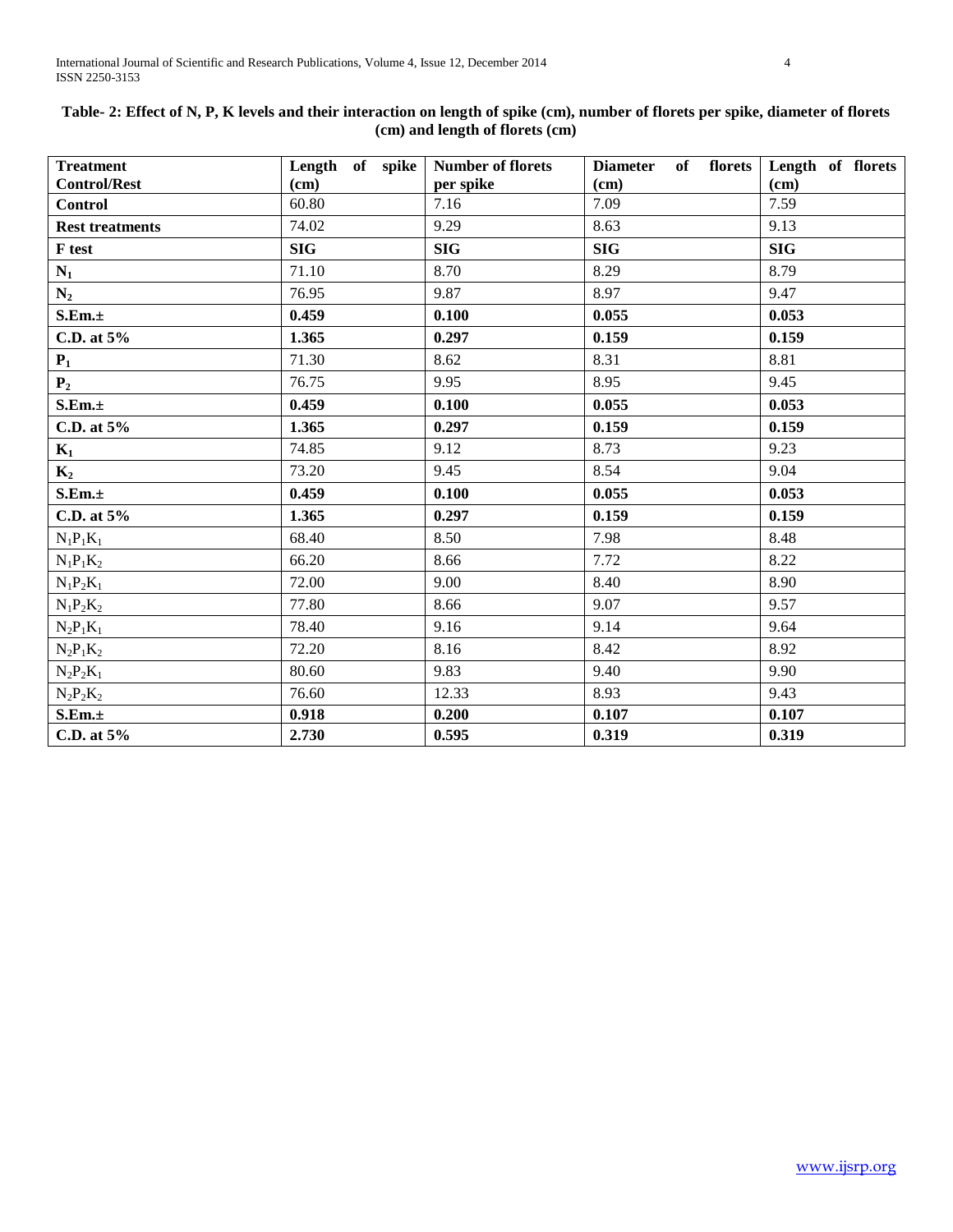**Table- 2: Effect of N, P, K levels and their interaction on length of spike (cm), number of florets per spike, diameter of florets (cm) and length of florets (cm)**

| Treatment Control/Rest | Length of spike (cm) | Number of florets per spike | Diameter of florets (cm) | Length of florets (cm) |
|---|---|---|---|---|
| **Control** | 60.80 | 7.16 | 7.09 | 7.59 |
| **Rest treatments** | 74.02 | 9.29 | 8.63 | 9.13 |
| **F test** | **SIG** | **SIG** | **SIG** | **SIG** |
| $N_1$ | 71.10 | 8.70 | 8.29 | 8.79 |
| $N_2$ | 76.95 | 9.87 | 8.97 | 9.47 |
| **S.Em.±** | **0.459** | **0.100** | **0.055** | **0.053** |
| **C.D. at 5%** | **1.365** | **0.297** | **0.159** | **0.159** |
| $P_1$ | 71.30 | 8.62 | 8.31 | 8.81 |
| $P_2$ | 76.75 | 9.95 | 8.95 | 9.45 |
| **S.Em.±** | **0.459** | **0.100** | **0.055** | **0.053** |
| **C.D. at 5%** | **1.365** | **0.297** | **0.159** | **0.159** |
| $K_1$ | 74.85 | 9.12 | 8.73 | 9.23 |
| $K_2$ | 73.20 | 9.45 | 8.54 | 9.04 |
| **S.Em.±** | **0.459** | **0.100** | **0.055** | **0.053** |
| **C.D. at 5%** | **1.365** | **0.297** | **0.159** | **0.159** |
| $N_1P_1K_1$ | 68.40 | 8.50 | 7.98 | 8.48 |
| $N_1P_1K_2$ | 66.20 | 8.66 | 7.72 | 8.22 |
| $N_1P_2K_1$ | 72.00 | 9.00 | 8.40 | 8.90 |
| $N_1P_2K_2$ | 77.80 | 8.66 | 9.07 | 9.57 |
| $N_2P_1K_1$ | 78.40 | 9.16 | 9.14 | 9.64 |
| $N_2P_1K_2$ | 72.20 | 8.16 | 8.42 | 8.92 |
| $N_2P_2K_1$ | 80.60 | 9.83 | 9.40 | 9.90 |
| $N_2P_2K_2$ | 76.60 | 12.33 | 8.93 | 9.43 |
| **S.Em.±** | **0.918** | **0.200** | **0.107** | **0.107** |
| **C.D. at 5%** | **2.730** | **0.595** | **0.319** | **0.319** |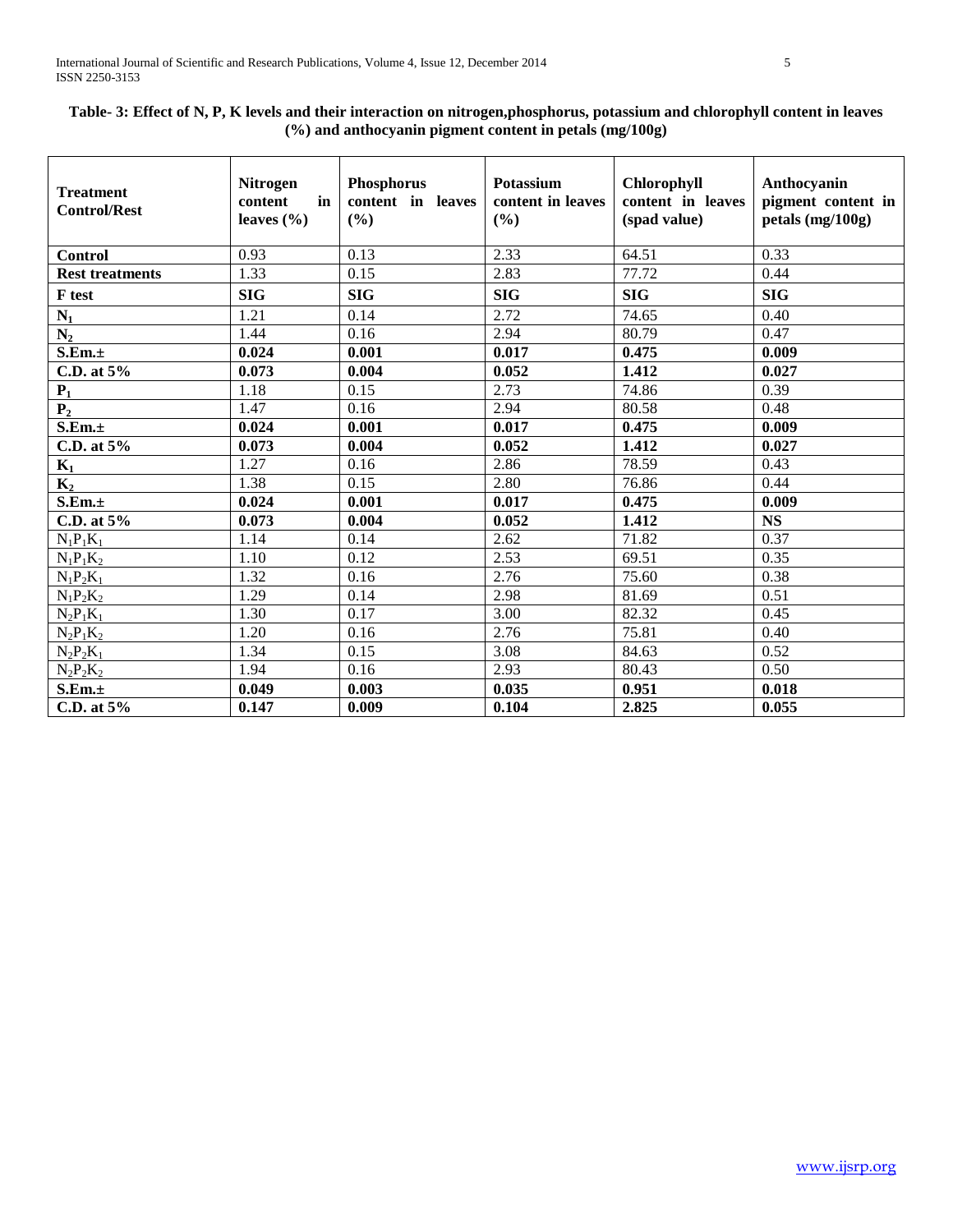**Table- 3: Effect of N, P, K levels and their interaction on nitrogen,phosphorus, potassium and chlorophyll content in leaves (%) and anthocyanin pigment content in petals (mg/100g)**

| Treatment Control/Rest | Nitrogen content in leaves (%) | Phosphorus content in leaves (%) | Potassium content in leaves (%) | Chlorophyll content in leaves (spad value) | Anthocyanin pigment content in petals (mg/100g) |
|---|---|---|---|---|---|
| **Control** | 0.93 | 0.13 | 2.33 | 64.51 | 0.33 |
| **Rest treatments** | 1.33 | 0.15 | 2.83 | 77.72 | 0.44 |
| **F test** | **SIG** | **SIG** | **SIG** | **SIG** | **SIG** |
| $N_1$ | 1.21 | 0.14 | 2.72 | 74.65 | 0.40 |
| $N_2$ | 1.44 | 0.16 | 2.94 | 80.79 | 0.47 |
| **S.Em.±** | **0.024** | **0.001** | **0.017** | **0.475** | **0.009** |
| **C.D. at 5%** | **0.073** | **0.004** | **0.052** | **1.412** | **0.027** |
| $P_1$ | 1.18 | 0.15 | 2.73 | 74.86 | 0.39 |
| $P_2$ | 1.47 | 0.16 | 2.94 | 80.58 | 0.48 |
| **S.Em.±** | **0.024** | **0.001** | **0.017** | **0.475** | **0.009** |
| **C.D. at 5%** | **0.073** | **0.004** | **0.052** | **1.412** | **0.027** |
| $K_1$ | 1.27 | 0.16 | 2.86 | 78.59 | 0.43 |
| $K_2$ | 1.38 | 0.15 | 2.80 | 76.86 | 0.44 |
| **S.Em.±** | **0.024** | **0.001** | **0.017** | **0.475** | **0.009** |
| **C.D. at 5%** | **0.073** | **0.004** | **0.052** | **1.412** | **NS** |
| $N_1P_1K_1$ | 1.14 | 0.14 | 2.62 | 71.82 | 0.37 |
| $N_1P_1K_2$ | 1.10 | 0.12 | 2.53 | 69.51 | 0.35 |
| $N_1P_2K_1$ | 1.32 | 0.16 | 2.76 | 75.60 | 0.38 |
| $N_1P_2K_2$ | 1.29 | 0.14 | 2.98 | 81.69 | 0.51 |
| $N_2P_1K_1$ | 1.30 | 0.17 | 3.00 | 82.32 | 0.45 |
| $N_2P_1K_2$ | 1.20 | 0.16 | 2.76 | 75.81 | 0.40 |
| $N_2P_2K_1$ | 1.34 | 0.15 | 3.08 | 84.63 | 0.52 |
| $N_2P_2K_2$ | 1.94 | 0.16 | 2.93 | 80.43 | 0.50 |
| **S.Em.±** | **0.049** | **0.003** | **0.035** | **0.951** | **0.018** |
| **C.D. at 5%** | **0.147** | **0.009** | **0.104** | **2.825** | **0.055** |